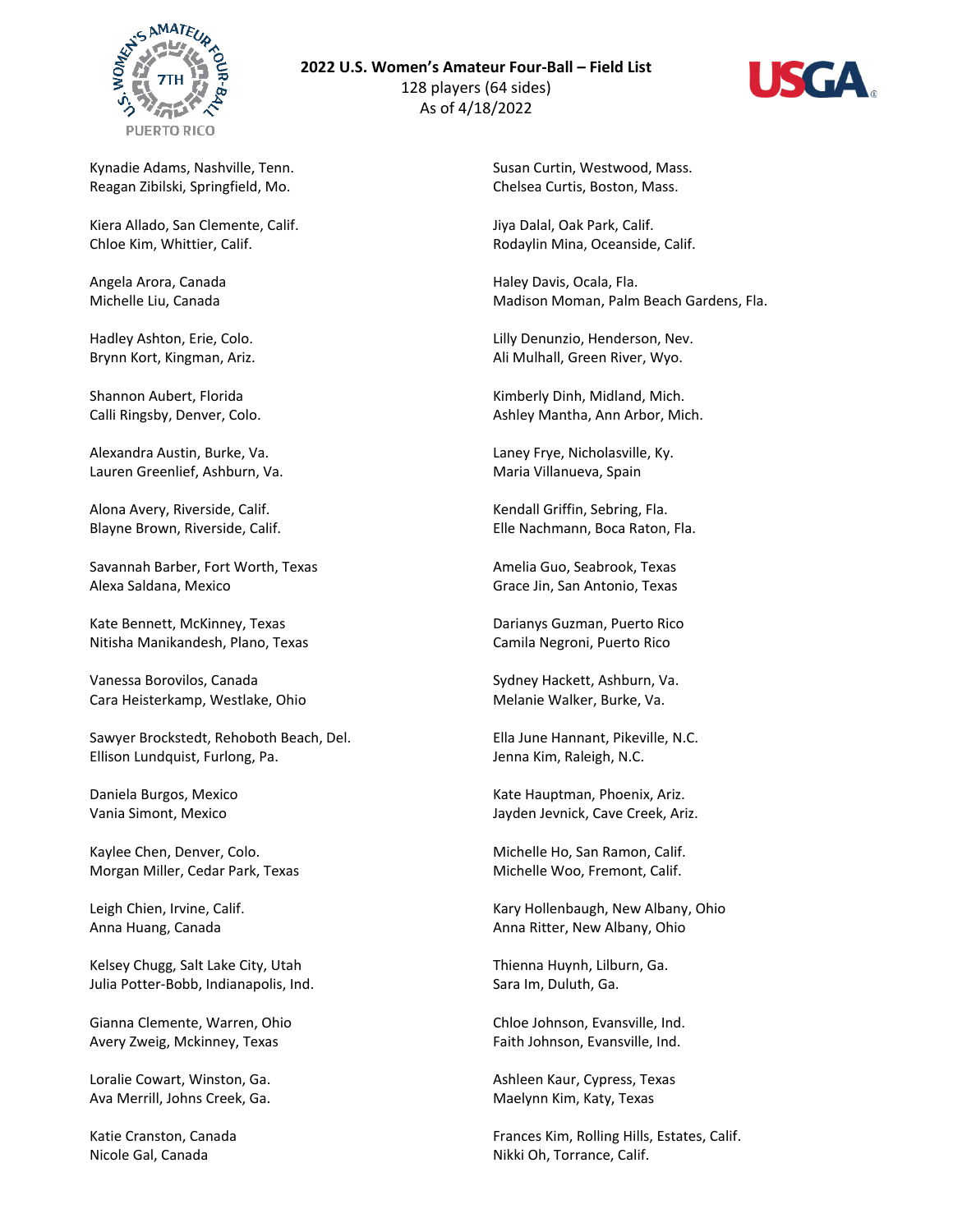# 2022 U.S. Women's Amateur Four-Ball – Field List

128 players (64 sides)
As of 4/18/2022

Kynadie Adams, Nashville, Tenn.
Reagan Zibilski, Springfield, Mo.

Kiera Allado, San Clemente, Calif.
Chloe Kim, Whittier, Calif.

Angela Arora, Canada
Michelle Liu, Canada

Hadley Ashton, Erie, Colo.
Brynn Kort, Kingman, Ariz.

Shannon Aubert, Florida
Calli Ringsby, Denver, Colo.

Alexandra Austin, Burke, Va.
Lauren Greenlief, Ashburn, Va.

Alona Avery, Riverside, Calif.
Blayne Brown, Riverside, Calif.

Savannah Barber, Fort Worth, Texas
Alexa Saldana, Mexico

Kate Bennett, McKinney, Texas
Nitisha Manikandesh, Plano, Texas

Vanessa Borovilos, Canada
Cara Heisterkamp, Westlake, Ohio

Sawyer Brockstedt, Rehoboth Beach, Del.
Ellison Lundquist, Furlong, Pa.

Daniela Burgos, Mexico
Vania Simont, Mexico

Kaylee Chen, Denver, Colo.
Morgan Miller, Cedar Park, Texas

Leigh Chien, Irvine, Calif.
Anna Huang, Canada

Kelsey Chugg, Salt Lake City, Utah
Julia Potter-Bobb, Indianapolis, Ind.

Gianna Clemente, Warren, Ohio
Avery Zweig, Mckinney, Texas

Loralie Cowart, Winston, Ga.
Ava Merrill, Johns Creek, Ga.

Katie Cranston, Canada
Nicole Gal, Canada

Susan Curtin, Westwood, Mass.
Chelsea Curtis, Boston, Mass.

Jiya Dalal, Oak Park, Calif.
Rodaylin Mina, Oceanside, Calif.

Haley Davis, Ocala, Fla.
Madison Moman, Palm Beach Gardens, Fla.

Lilly Denunzio, Henderson, Nev.
Ali Mulhall, Green River, Wyo.

Kimberly Dinh, Midland, Mich.
Ashley Mantha, Ann Arbor, Mich.

Laney Frye, Nicholasville, Ky.
Maria Villanueva, Spain

Kendall Griffin, Sebring, Fla.
Elle Nachmann, Boca Raton, Fla.

Amelia Guo, Seabrook, Texas
Grace Jin, San Antonio, Texas

Darianys Guzman, Puerto Rico
Camila Negroni, Puerto Rico

Sydney Hackett, Ashburn, Va.
Melanie Walker, Burke, Va.

Ella June Hannant, Pikeville, N.C.
Jenna Kim, Raleigh, N.C.

Kate Hauptman, Phoenix, Ariz.
Jayden Jevnick, Cave Creek, Ariz.

Michelle Ho, San Ramon, Calif.
Michelle Woo, Fremont, Calif.

Kary Hollenbaugh, New Albany, Ohio
Anna Ritter, New Albany, Ohio

Thienna Huynh, Lilburn, Ga.
Sara Im, Duluth, Ga.

Chloe Johnson, Evansville, Ind.
Faith Johnson, Evansville, Ind.

Ashleen Kaur, Cypress, Texas
Maelynn Kim, Katy, Texas

Frances Kim, Rolling Hills, Estates, Calif.
Nikki Oh, Torrance, Calif.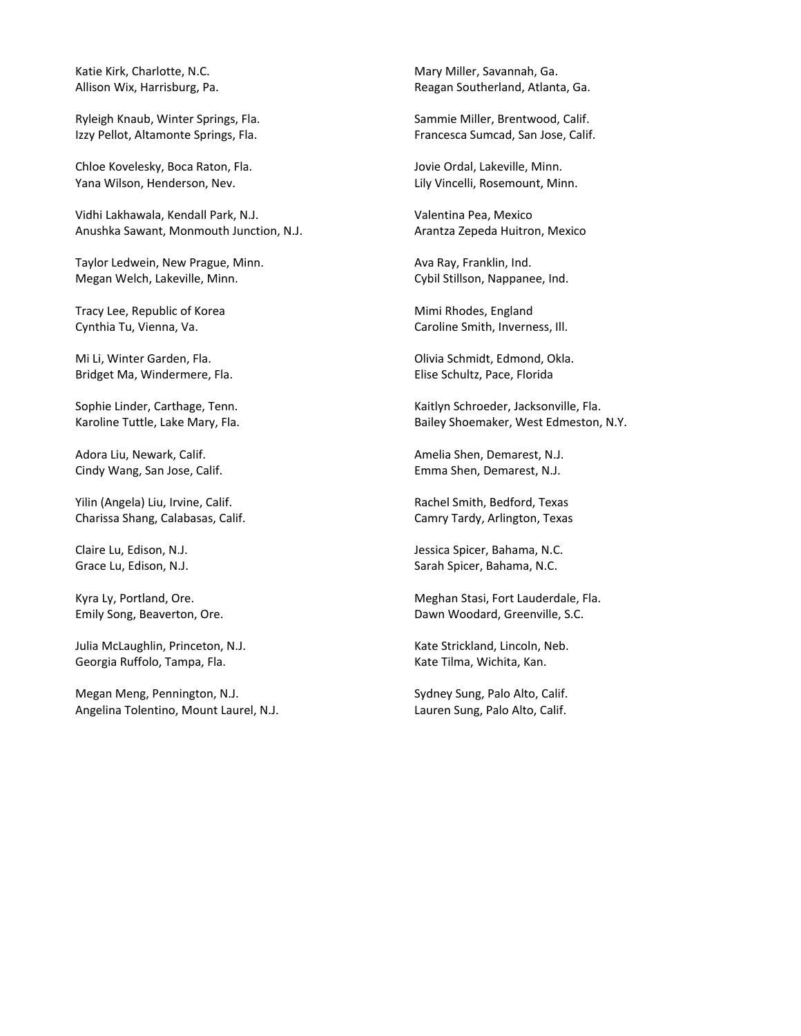Katie Kirk, Charlotte, N.C.
Allison Wix, Harrisburg, Pa.

Ryleigh Knaub, Winter Springs, Fla.
Izzy Pellot, Altamonte Springs, Fla.

Chloe Kovelesky, Boca Raton, Fla.
Yana Wilson, Henderson, Nev.

Vidhi Lakhawala, Kendall Park, N.J.
Anushka Sawant, Monmouth Junction, N.J.

Taylor Ledwein, New Prague, Minn.
Megan Welch, Lakeville, Minn.

Tracy Lee, Republic of Korea
Cynthia Tu, Vienna, Va.

Mi Li, Winter Garden, Fla.
Bridget Ma, Windermere, Fla.

Sophie Linder, Carthage, Tenn.
Karoline Tuttle, Lake Mary, Fla.

Adora Liu, Newark, Calif.
Cindy Wang, San Jose, Calif.

Yilin (Angela) Liu, Irvine, Calif.
Charissa Shang, Calabasas, Calif.

Claire Lu, Edison, N.J.
Grace Lu, Edison, N.J.

Kyra Ly, Portland, Ore.
Emily Song, Beaverton, Ore.

Julia McLaughlin, Princeton, N.J.
Georgia Ruffolo, Tampa, Fla.

Megan Meng, Pennington, N.J.
Angelina Tolentino, Mount Laurel, N.J.

Mary Miller, Savannah, Ga.
Reagan Southerland, Atlanta, Ga.

Sammie Miller, Brentwood, Calif.
Francesca Sumcad, San Jose, Calif.

Jovie Ordal, Lakeville, Minn.
Lily Vincelli, Rosemount, Minn.

Valentina Pea, Mexico
Arantza Zepeda Huitron, Mexico

Ava Ray, Franklin, Ind.
Cybil Stillson, Nappanee, Ind.

Mimi Rhodes, England
Caroline Smith, Inverness, Ill.

Olivia Schmidt, Edmond, Okla.
Elise Schultz, Pace, Florida

Kaitlyn Schroeder, Jacksonville, Fla.
Bailey Shoemaker, West Edmeston, N.Y.

Amelia Shen, Demarest, N.J.
Emma Shen, Demarest, N.J.

Rachel Smith, Bedford, Texas
Camry Tardy, Arlington, Texas

Jessica Spicer, Bahama, N.C.
Sarah Spicer, Bahama, N.C.

Meghan Stasi, Fort Lauderdale, Fla.
Dawn Woodard, Greenville, S.C.

Kate Strickland, Lincoln, Neb.
Kate Tilma, Wichita, Kan.

Sydney Sung, Palo Alto, Calif.
Lauren Sung, Palo Alto, Calif.